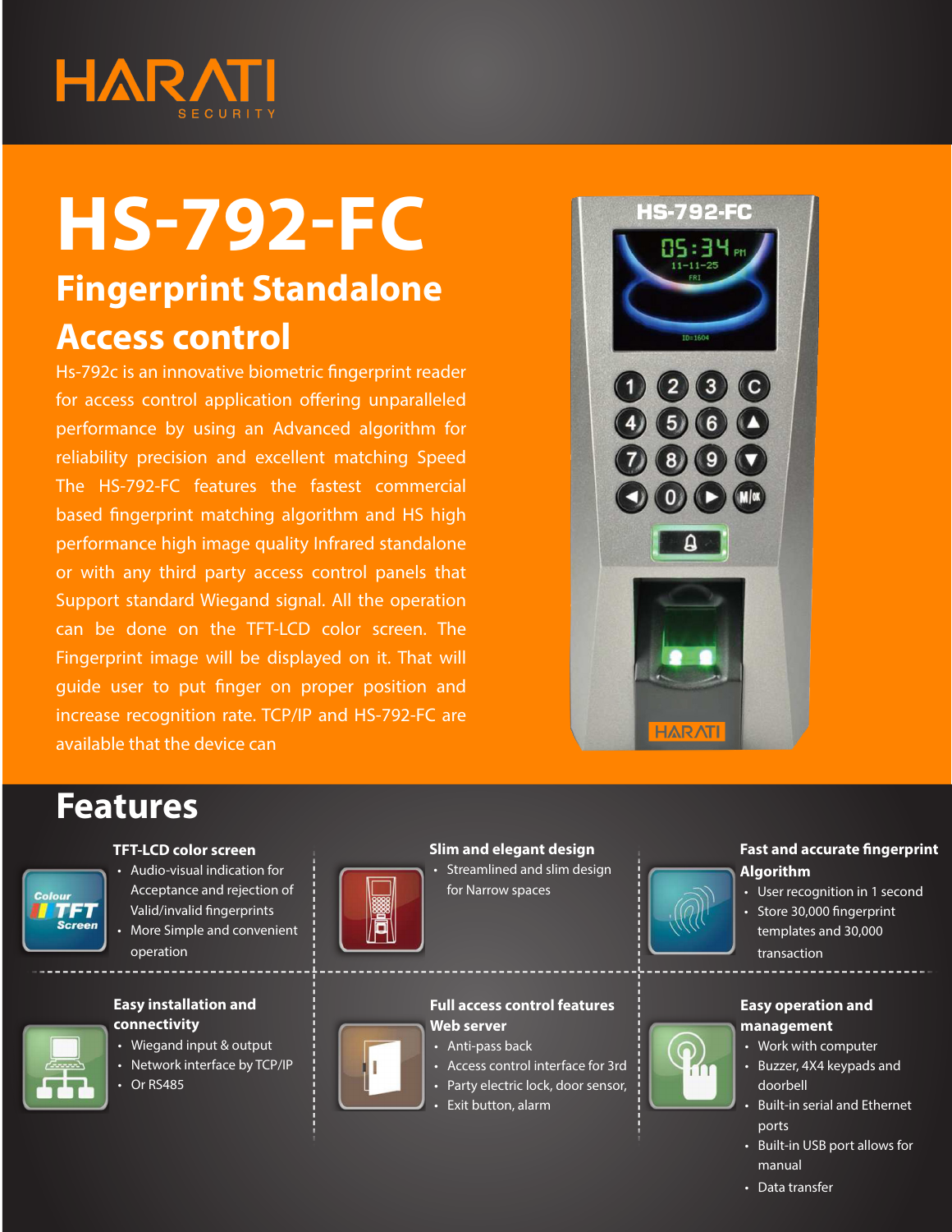HARATI SECURITY

# HS-792-FC

## Fingerprint Standalone Access control

Hs-792c is an innovative biometric fingerprint reader for access control application offering unparalleled performance by using an Advanced algorithm for reliability precision and excellent matching Speed The HS-792-FC features the fastest commercial based fingerprint matching algorithm and HS high performance high image quality Infrared standalone or with any third party access control panels that Support standard Wiegand signal. All the operation can be done on the TFT-LCD color screen. The Fingerprint image will be displayed on it. That will guide user to put finger on proper position and increase recognition rate. TCP/IP and HS-792-FC are available that the device can

## Features

### TFT-LCD color screen

- Audio-visual indication for Acceptance and rejection of Valid/invalid fingerprints
- More Simple and convenient operation

### Slim and elegant design

- Streamlined and slim design for Narrow spaces

### Fast and accurate fingerprint Algorithm

- User recognition in 1 second
- Store 30,000 fingerprint templates and 30,000 transaction

### Easy installation and connectivity

- Wiegand input & output
- Network interface by TCP/IP
- Or RS485

### Full access control features Web server

- Anti-pass back
- Access control interface for 3rd
- Party electric lock, door sensor,
- Exit button, alarm

### Easy operation and management

- Work with computer
- Buzzer, 4X4 keypads and doorbell
- Built-in serial and Ethernet ports
- Built-in USB port allows for manual
- Data transfer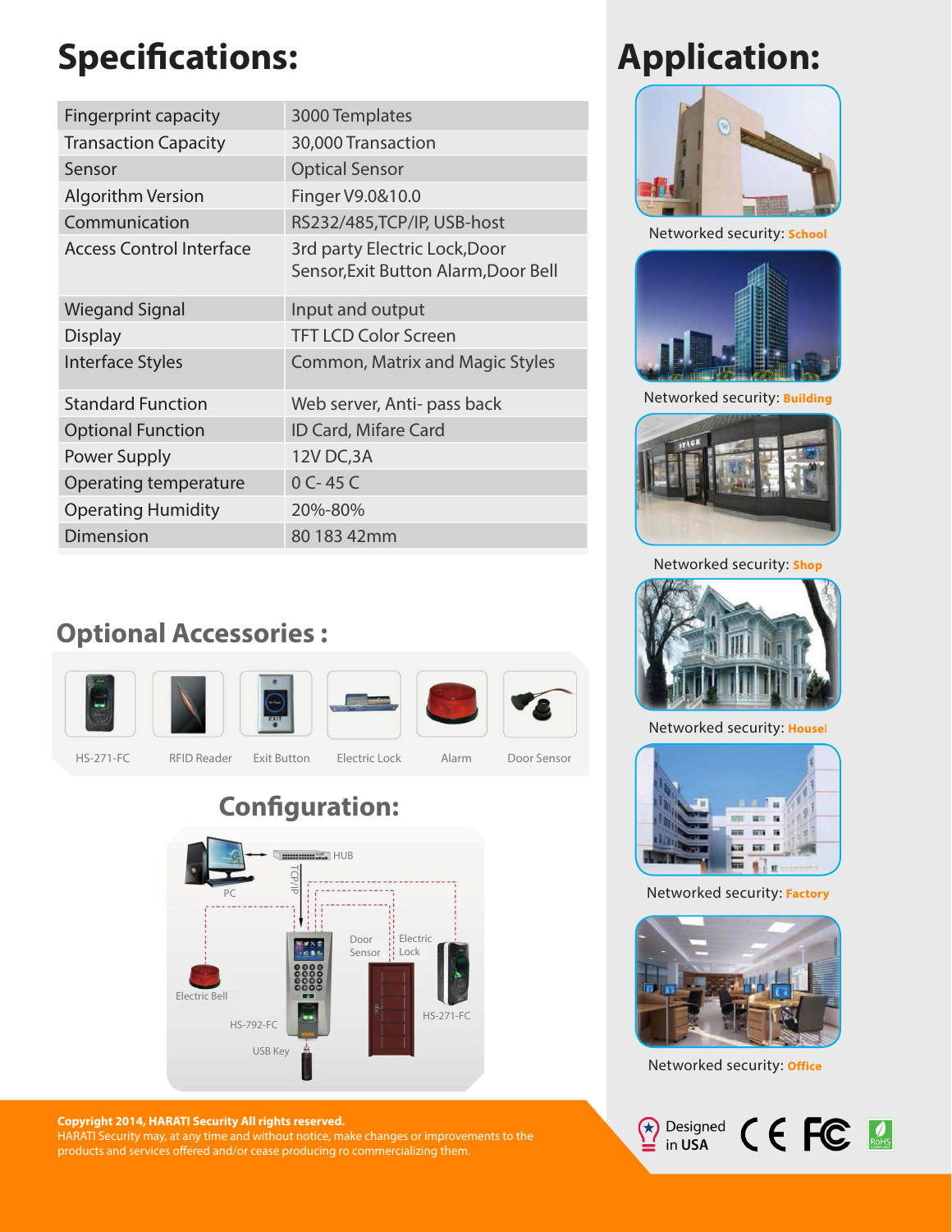# Specifications:

| | |
|---|---|
| Fingerprint capacity | 3000 Templates |
| Transaction Capacity | 30,000 Transaction |
| Sensor | Optical Sensor |
| Algorithm Version | Finger V9.0&10.0 |
| Communication | RS232/485,TCP/IP, USB-host |
| Access Control Interface | 3rd party Electric Lock,Door Sensor,Exit Button Alarm,Door Bell |
| Wiegand Signal | Input and output |
| Display | TFT LCD Color Screen |
| Interface Styles | Common, Matrix and Magic Styles |
| Standard Function | Web server, Anti- pass back |
| Optional Function | ID Card, Mifare Card |
| Power Supply | 12V DC,3A |
| Operating temperature | 0 C- 45 C |
| Operating Humidity | 20%-80% |
| Dimension | 80 183 42mm |

## Optional Accessories :

HS-271-FC

RFID Reader

Exit Button

Electric Lock

Alarm

Door Sensor

## Configuration:

HUB

PC

TCP/IP

Door Sensor

Electric Lock

Electric Bell

HS-792-FC

HS-271-FC

USB Key

# Application:

Networked security: School

Networked security: Building

Networked security: Shop

Networked security: Housel

Networked security: Factory

Networked security: Office

Designed in USA

**Copyright 2014, HARATI Security All rights reserved.**
HARATI Security may, at any time and without notice, make changes or improvements to the products and services offered and/or cease producing ro commercializing them.